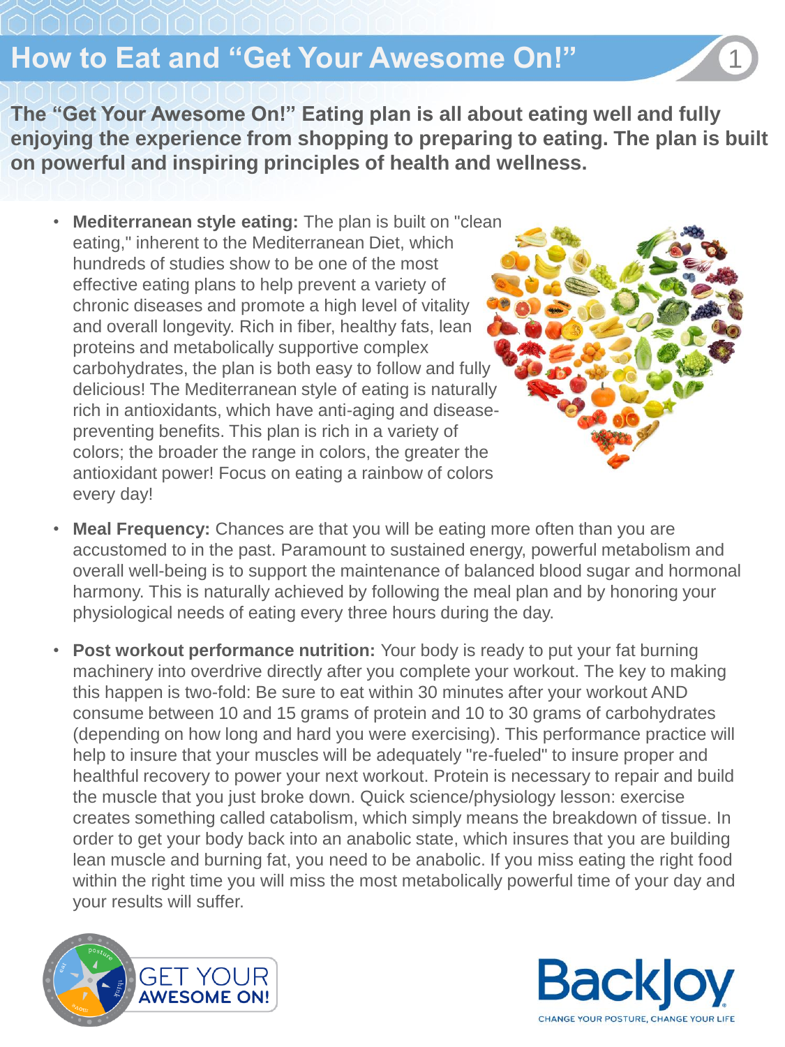# How to Eat and "Get Your Awesome On!"

**The "Get Your Awesome On!" Eating plan is all about eating well and fully enjoying the experience from shopping to preparing to eating. The plan is built on powerful and inspiring principles of health and wellness.**

- **Mediterranean style eating:** The plan is built on "clean eating," inherent to the Mediterranean Diet, which hundreds of studies show to be one of the most effective eating plans to help prevent a variety of chronic diseases and promote a high level of vitality and overall longevity. Rich in fiber, healthy fats, lean proteins and metabolically supportive complex carbohydrates, the plan is both easy to follow and fully delicious! The Mediterranean style of eating is naturally rich in antioxidants, which have anti-aging and disease-preventing benefits. This plan is rich in a variety of colors; the broader the range in colors, the greater the antioxidant power! Focus on eating a rainbow of colors every day!

- **Meal Frequency:** Chances are that you will be eating more often than you are accustomed to in the past. Paramount to sustained energy, powerful metabolism and overall well-being is to support the maintenance of balanced blood sugar and hormonal harmony. This is naturally achieved by following the meal plan and by honoring your physiological needs of eating every three hours during the day.

- **Post workout performance nutrition:** Your body is ready to put your fat burning machinery into overdrive directly after you complete your workout. The key to making this happen is two-fold: Be sure to eat within 30 minutes after your workout AND consume between 10 and 15 grams of protein and 10 to 30 grams of carbohydrates (depending on how long and hard you were exercising). This performance practice will help to insure that your muscles will be adequately "re-fueled" to insure proper and healthful recovery to power your next workout. Protein is necessary to repair and build the muscle that you just broke down. Quick science/physiology lesson: exercise creates something called catabolism, which simply means the breakdown of tissue. In order to get your body back into an anabolic state, which insures that you are building lean muscle and burning fat, you need to be anabolic. If you miss eating the right food within the right time you will miss the most metabolically powerful time of your day and your results will suffer.

GET YOUR AWESOME ON!

BackJoy
CHANGE YOUR POSTURE, CHANGE YOUR LIFE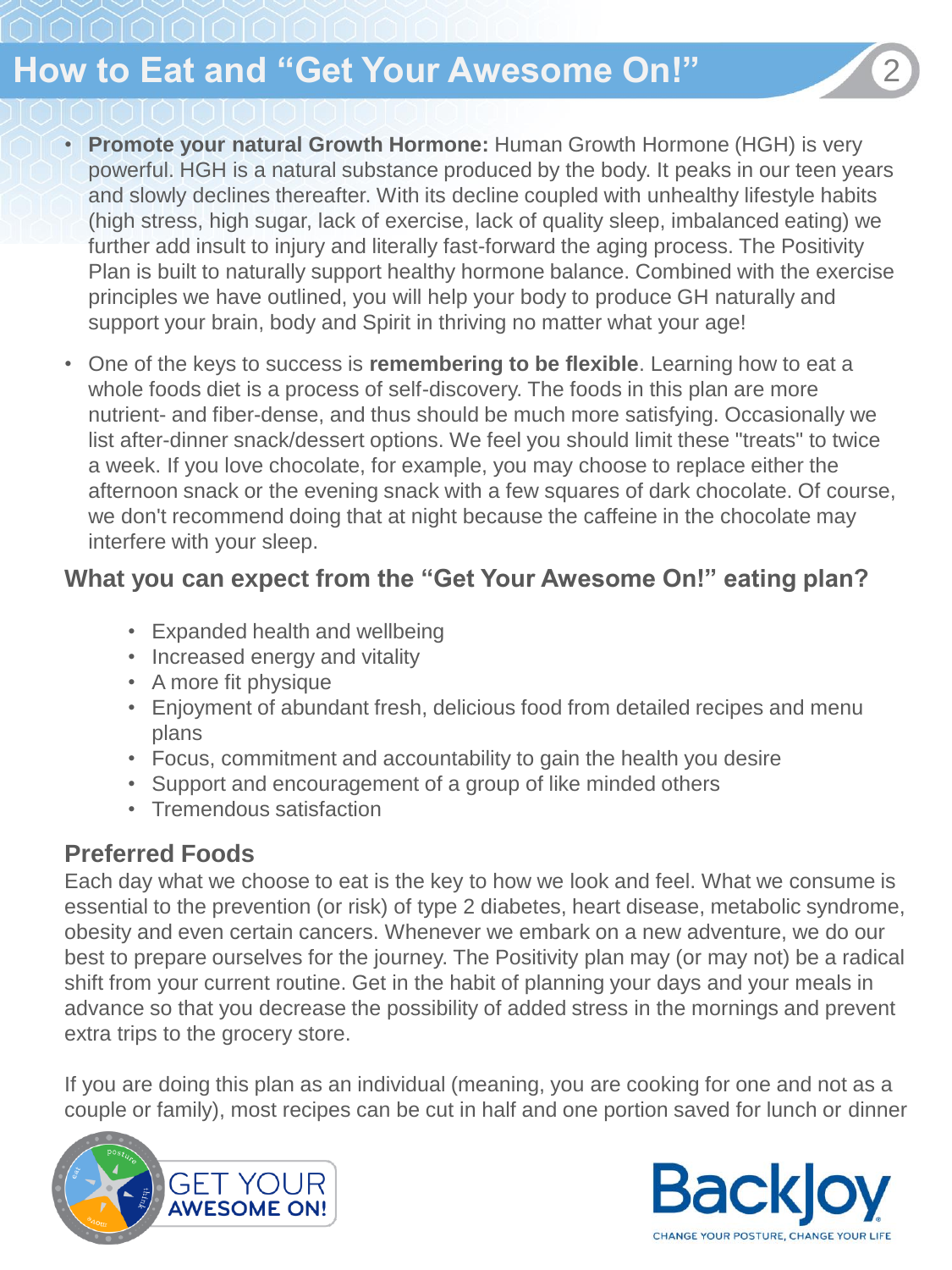## How to Eat and "Get Your Awesome On!"

- **Promote your natural Growth Hormone:** Human Growth Hormone (HGH) is very powerful. HGH is a natural substance produced by the body. It peaks in our teen years and slowly declines thereafter. With its decline coupled with unhealthy lifestyle habits (high stress, high sugar, lack of exercise, lack of quality sleep, imbalanced eating) we further add insult to injury and literally fast-forward the aging process. The Positivity Plan is built to naturally support healthy hormone balance. Combined with the exercise principles we have outlined, you will help your body to produce GH naturally and support your brain, body and Spirit in thriving no matter what your age!
- One of the keys to success is **remembering to be flexible**. Learning how to eat a whole foods diet is a process of self-discovery. The foods in this plan are more nutrient- and fiber-dense, and thus should be much more satisfying. Occasionally we list after-dinner snack/dessert options. We feel you should limit these "treats" to twice a week. If you love chocolate, for example, you may choose to replace either the afternoon snack or the evening snack with a few squares of dark chocolate. Of course, we don't recommend doing that at night because the caffeine in the chocolate may interfere with your sleep.

### What you can expect from the "Get Your Awesome On!" eating plan?

- Expanded health and wellbeing
- Increased energy and vitality
- A more fit physique
- Enjoyment of abundant fresh, delicious food from detailed recipes and menu plans
- Focus, commitment and accountability to gain the health you desire
- Support and encouragement of a group of like minded others
- Tremendous satisfaction

### Preferred Foods

Each day what we choose to eat is the key to how we look and feel. What we consume is essential to the prevention (or risk) of type 2 diabetes, heart disease, metabolic syndrome, obesity and even certain cancers. Whenever we embark on a new adventure, we do our best to prepare ourselves for the journey. The Positivity plan may (or may not) be a radical shift from your current routine. Get in the habit of planning your days and your meals in advance so that you decrease the possibility of added stress in the mornings and prevent extra trips to the grocery store.

If you are doing this plan as an individual (meaning, you are cooking for one and not as a couple or family), most recipes can be cut in half and one portion saved for lunch or dinner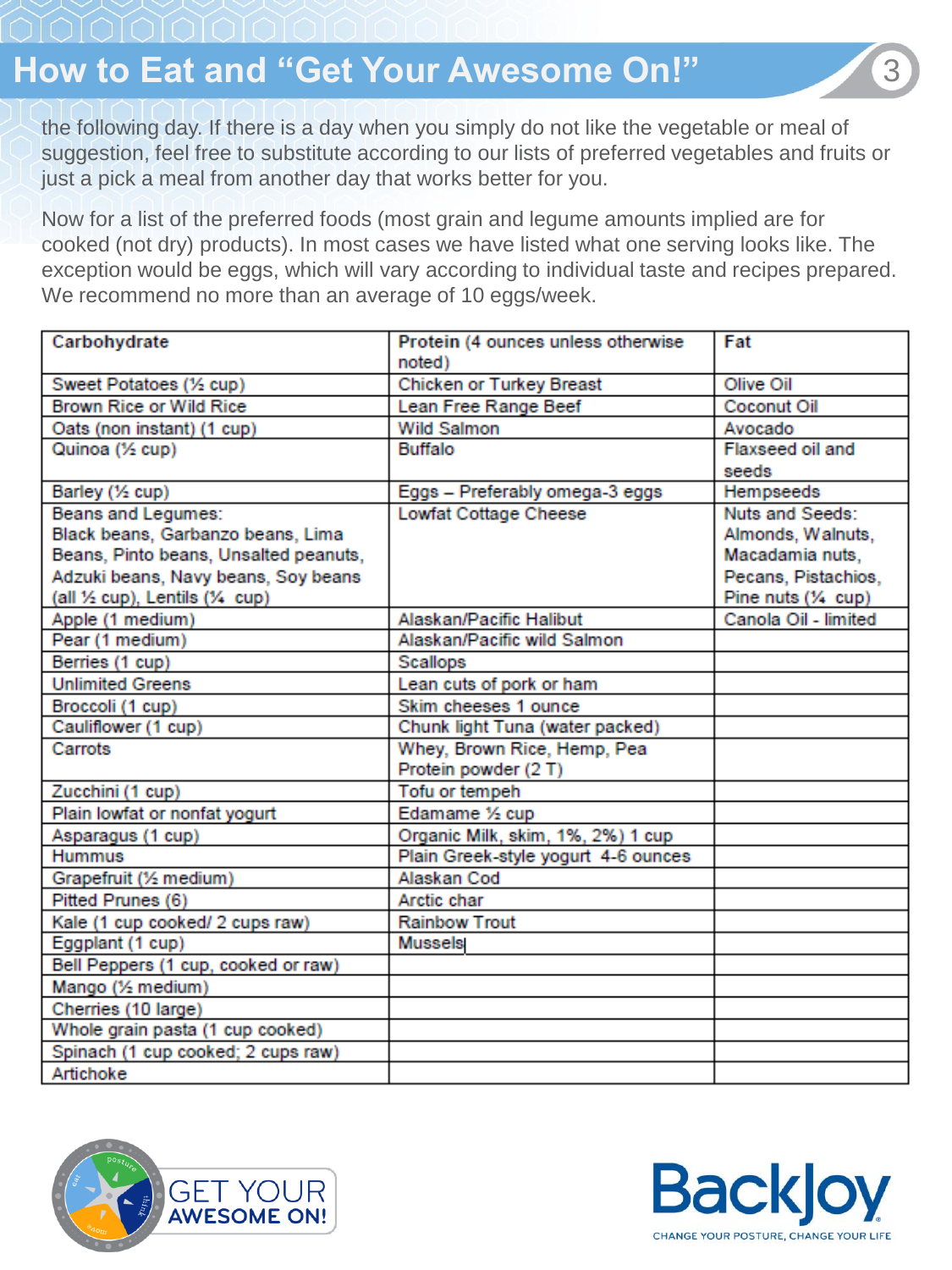the following day. If there is a day when you simply do not like the vegetable or meal of suggestion, feel free to substitute according to our lists of preferred vegetables and fruits or just a pick a meal from another day that works better for you.

Now for a list of the preferred foods (most grain and legume amounts implied are for cooked (not dry) products). In most cases we have listed what one serving looks like. The exception would be eggs, which will vary according to individual taste and recipes prepared. We recommend no more than an average of 10 eggs/week.

| Carbohydrate | Protein (4 ounces unless otherwise noted) | Fat |
|---|---|---|
| Sweet Potatoes (½ cup) | Chicken or Turkey Breast | Olive Oil |
| Brown Rice or Wild Rice | Lean Free Range Beef | Coconut Oil |
| Oats (non instant) (1 cup) | Wild Salmon | Avocado |
| Quinoa (½ cup) | Buffalo | Flaxseed oil and seeds |
| Barley (½ cup) | Eggs – Preferably omega-3 eggs | Hempseeds |
| Beans and Legumes: Black beans, Garbanzo beans, Lima Beans, Pinto beans, Unsalted peanuts, Adzuki beans, Navy beans, Soy beans (all ½ cup), Lentils (¼ cup) | Lowfat Cottage Cheese | Nuts and Seeds: Almonds, Walnuts, Macadamia nuts, Pecans, Pistachios, Pine nuts (¼ cup) |
| Apple (1 medium) | Alaskan/Pacific Halibut | Canola Oil - limited |
| Pear (1 medium) | Alaskan/Pacific wild Salmon | |
| Berries (1 cup) | Scallops | |
| Unlimited Greens | Lean cuts of pork or ham | |
| Broccoli (1 cup) | Skim cheeses 1 ounce | |
| Cauliflower (1 cup) | Chunk light Tuna (water packed) | |
| Carrots | Whey, Brown Rice, Hemp, Pea Protein powder (2 T) | |
| Zucchini (1 cup) | Tofu or tempeh | |
| Plain lowfat or nonfat yogurt | Edamame ½ cup | |
| Asparagus (1 cup) | Organic Milk, skim, 1%, 2%) 1 cup | |
| Hummus | Plain Greek-style yogurt 4-6 ounces | |
| Grapefruit (½ medium) | Alaskan Cod | |
| Pitted Prunes (6) | Arctic char | |
| Kale (1 cup cooked/ 2 cups raw) | Rainbow Trout | |
| Eggplant (1 cup) | Mussels | |
| Bell Peppers (1 cup, cooked or raw) | | |
| Mango (½ medium) | | |
| Cherries (10 large) | | |
| Whole grain pasta (1 cup cooked) | | |
| Spinach (1 cup cooked; 2 cups raw) | | |
| Artichoke | | |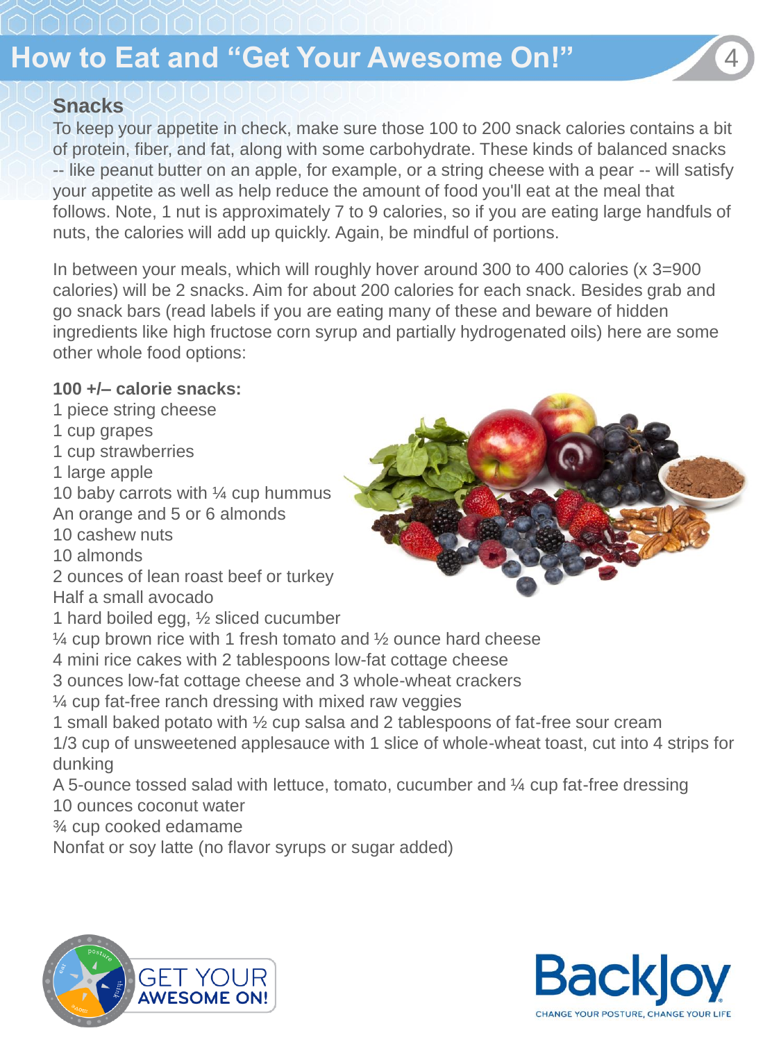## How to Eat and "Get Your Awesome On!"

### Snacks

To keep your appetite in check, make sure those 100 to 200 snack calories contains a bit of protein, fiber, and fat, along with some carbohydrate. These kinds of balanced snacks -- like peanut butter on an apple, for example, or a string cheese with a pear -- will satisfy your appetite as well as help reduce the amount of food you'll eat at the meal that follows. Note, 1 nut is approximately 7 to 9 calories, so if you are eating large handfuls of nuts, the calories will add up quickly. Again, be mindful of portions.

In between your meals, which will roughly hover around 300 to 400 calories (x 3=900 calories) will be 2 snacks. Aim for about 200 calories for each snack. Besides grab and go snack bars (read labels if you are eating many of these and beware of hidden ingredients like high fructose corn syrup and partially hydrogenated oils) here are some other whole food options:

**100 +/– calorie snacks:**

1 piece string cheese
1 cup grapes
1 cup strawberries
1 large apple
10 baby carrots with ¼ cup hummus
An orange and 5 or 6 almonds
10 cashew nuts
10 almonds
2 ounces of lean roast beef or turkey
Half a small avocado
1 hard boiled egg, ½ sliced cucumber
¼ cup brown rice with 1 fresh tomato and ½ ounce hard cheese
4 mini rice cakes with 2 tablespoons low-fat cottage cheese
3 ounces low-fat cottage cheese and 3 whole-wheat crackers
¼ cup fat-free ranch dressing with mixed raw veggies
1 small baked potato with ½ cup salsa and 2 tablespoons of fat-free sour cream
1/3 cup of unsweetened applesauce with 1 slice of whole-wheat toast, cut into 4 strips for dunking
A 5-ounce tossed salad with lettuce, tomato, cucumber and ¼ cup fat-free dressing
10 ounces coconut water
¾ cup cooked edamame
Nonfat or soy latte (no flavor syrups or sugar added)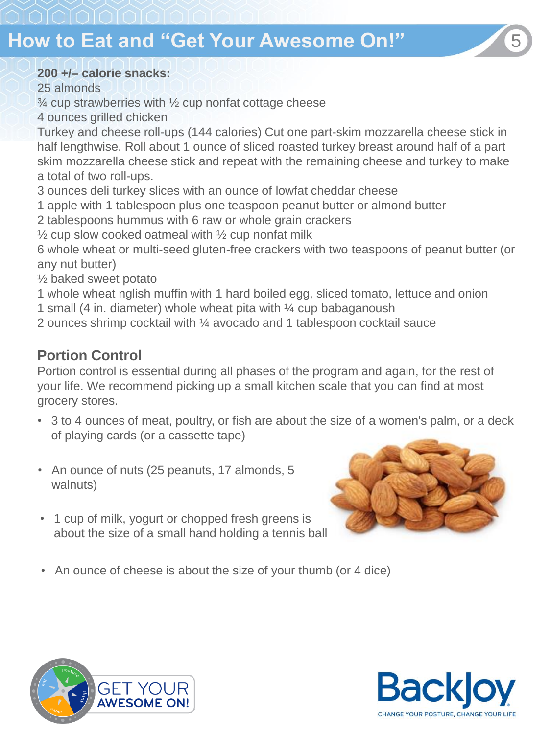## How to Eat and "Get Your Awesome On!"

**200 +/– calorie snacks:**

25 almonds
¾ cup strawberries with ½ cup nonfat cottage cheese
4 ounces grilled chicken
Turkey and cheese roll-ups (144 calories) Cut one part-skim mozzarella cheese stick in half lengthwise. Roll about 1 ounce of sliced roasted turkey breast around half of a part skim mozzarella cheese stick and repeat with the remaining cheese and turkey to make a total of two roll-ups.
3 ounces deli turkey slices with an ounce of lowfat cheddar cheese
1 apple with 1 tablespoon plus one teaspoon peanut butter or almond butter
2 tablespoons hummus with 6 raw or whole grain crackers
½ cup slow cooked oatmeal with ½ cup nonfat milk
6 whole wheat or multi-seed gluten-free crackers with two teaspoons of peanut butter (or any nut butter)
½ baked sweet potato
1 whole wheat nglish muffin with 1 hard boiled egg, sliced tomato, lettuce and onion
1 small (4 in. diameter) whole wheat pita with ¼ cup babaganoush
2 ounces shrimp cocktail with ¼ avocado and 1 tablespoon cocktail sauce

### Portion Control

Portion control is essential during all phases of the program and again, for the rest of your life. We recommend picking up a small kitchen scale that you can find at most grocery stores.

- 3 to 4 ounces of meat, poultry, or fish are about the size of a women's palm, or a deck of playing cards (or a cassette tape)
- An ounce of nuts (25 peanuts, 17 almonds, 5 walnuts)
- 1 cup of milk, yogurt or chopped fresh greens is about the size of a small hand holding a tennis ball
- An ounce of cheese is about the size of your thumb (or 4 dice)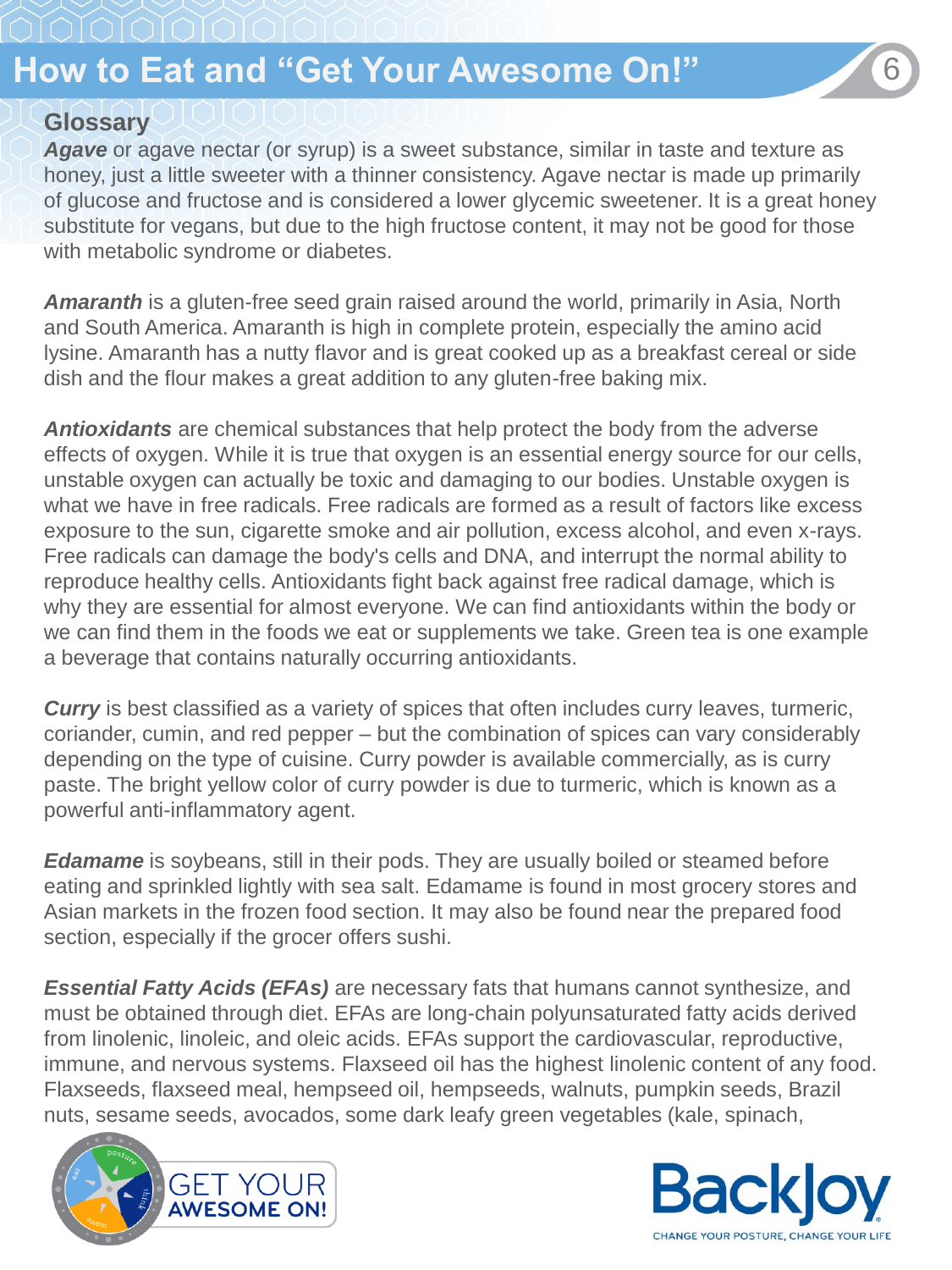## Glossary

***Agave*** or agave nectar (or syrup) is a sweet substance, similar in taste and texture as honey, just a little sweeter with a thinner consistency. Agave nectar is made up primarily of glucose and fructose and is considered a lower glycemic sweetener. It is a great honey substitute for vegans, but due to the high fructose content, it may not be good for those with metabolic syndrome or diabetes.

***Amaranth*** is a gluten-free seed grain raised around the world, primarily in Asia, North and South America. Amaranth is high in complete protein, especially the amino acid lysine. Amaranth has a nutty flavor and is great cooked up as a breakfast cereal or side dish and the flour makes a great addition to any gluten-free baking mix.

***Antioxidants*** are chemical substances that help protect the body from the adverse effects of oxygen. While it is true that oxygen is an essential energy source for our cells, unstable oxygen can actually be toxic and damaging to our bodies. Unstable oxygen is what we have in free radicals. Free radicals are formed as a result of factors like excess exposure to the sun, cigarette smoke and air pollution, excess alcohol, and even x-rays. Free radicals can damage the body's cells and DNA, and interrupt the normal ability to reproduce healthy cells. Antioxidants fight back against free radical damage, which is why they are essential for almost everyone. We can find antioxidants within the body or we can find them in the foods we eat or supplements we take. Green tea is one example a beverage that contains naturally occurring antioxidants.

***Curry*** is best classified as a variety of spices that often includes curry leaves, turmeric, coriander, cumin, and red pepper – but the combination of spices can vary considerably depending on the type of cuisine. Curry powder is available commercially, as is curry paste. The bright yellow color of curry powder is due to turmeric, which is known as a powerful anti-inflammatory agent.

***Edamame*** is soybeans, still in their pods. They are usually boiled or steamed before eating and sprinkled lightly with sea salt. Edamame is found in most grocery stores and Asian markets in the frozen food section. It may also be found near the prepared food section, especially if the grocer offers sushi.

***Essential Fatty Acids (EFAs)*** are necessary fats that humans cannot synthesize, and must be obtained through diet. EFAs are long-chain polyunsaturated fatty acids derived from linolenic, linoleic, and oleic acids. EFAs support the cardiovascular, reproductive, immune, and nervous systems. Flaxseed oil has the highest linolenic content of any food. Flaxseeds, flaxseed meal, hempseed oil, hempseeds, walnuts, pumpkin seeds, Brazil nuts, sesame seeds, avocados, some dark leafy green vegetables (kale, spinach,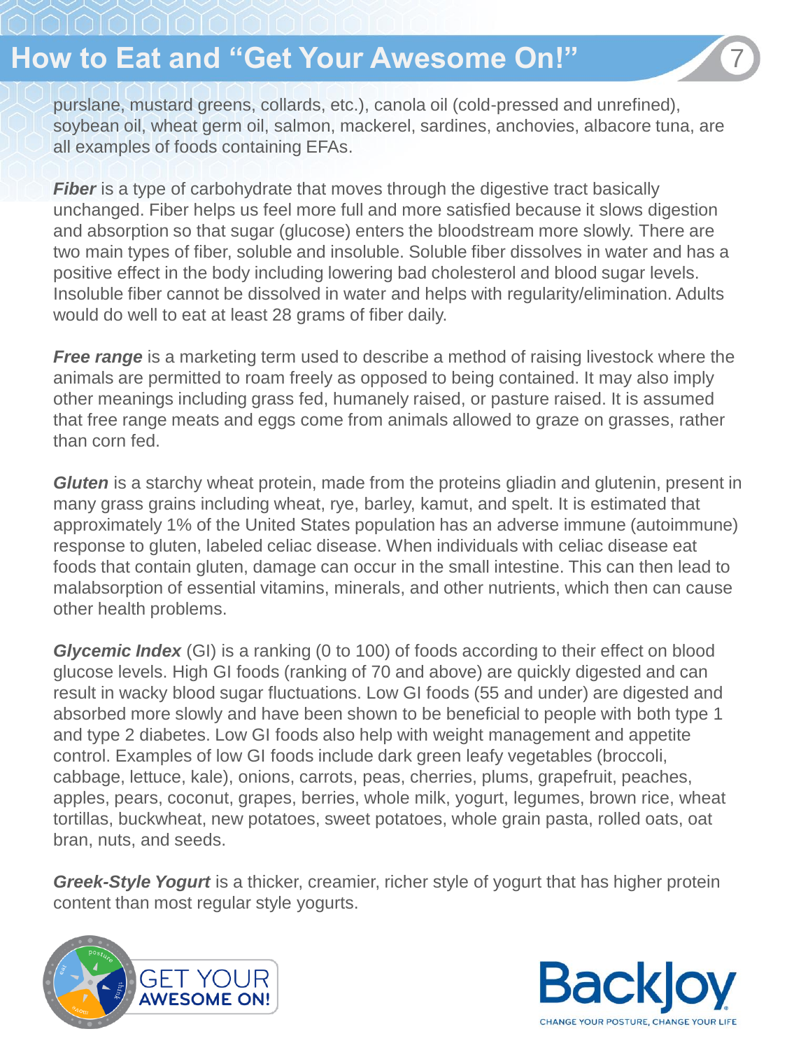purslane, mustard greens, collards, etc.), canola oil (cold-pressed and unrefined), soybean oil, wheat germ oil, salmon, mackerel, sardines, anchovies, albacore tuna, are all examples of foods containing EFAs.

***Fiber*** is a type of carbohydrate that moves through the digestive tract basically unchanged. Fiber helps us feel more full and more satisfied because it slows digestion and absorption so that sugar (glucose) enters the bloodstream more slowly. There are two main types of fiber, soluble and insoluble. Soluble fiber dissolves in water and has a positive effect in the body including lowering bad cholesterol and blood sugar levels. Insoluble fiber cannot be dissolved in water and helps with regularity/elimination. Adults would do well to eat at least 28 grams of fiber daily.

***Free range*** is a marketing term used to describe a method of raising livestock where the animals are permitted to roam freely as opposed to being contained. It may also imply other meanings including grass fed, humanely raised, or pasture raised. It is assumed that free range meats and eggs come from animals allowed to graze on grasses, rather than corn fed.

***Gluten*** is a starchy wheat protein, made from the proteins gliadin and glutenin, present in many grass grains including wheat, rye, barley, kamut, and spelt. It is estimated that approximately 1% of the United States population has an adverse immune (autoimmune) response to gluten, labeled celiac disease. When individuals with celiac disease eat foods that contain gluten, damage can occur in the small intestine. This can then lead to malabsorption of essential vitamins, minerals, and other nutrients, which then can cause other health problems.

***Glycemic Index*** (GI) is a ranking (0 to 100) of foods according to their effect on blood glucose levels. High GI foods (ranking of 70 and above) are quickly digested and can result in wacky blood sugar fluctuations. Low GI foods (55 and under) are digested and absorbed more slowly and have been shown to be beneficial to people with both type 1 and type 2 diabetes. Low GI foods also help with weight management and appetite control. Examples of low GI foods include dark green leafy vegetables (broccoli, cabbage, lettuce, kale), onions, carrots, peas, cherries, plums, grapefruit, peaches, apples, pears, coconut, grapes, berries, whole milk, yogurt, legumes, brown rice, wheat tortillas, buckwheat, new potatoes, sweet potatoes, whole grain pasta, rolled oats, oat bran, nuts, and seeds.

***Greek-Style Yogurt*** is a thicker, creamier, richer style of yogurt that has higher protein content than most regular style yogurts.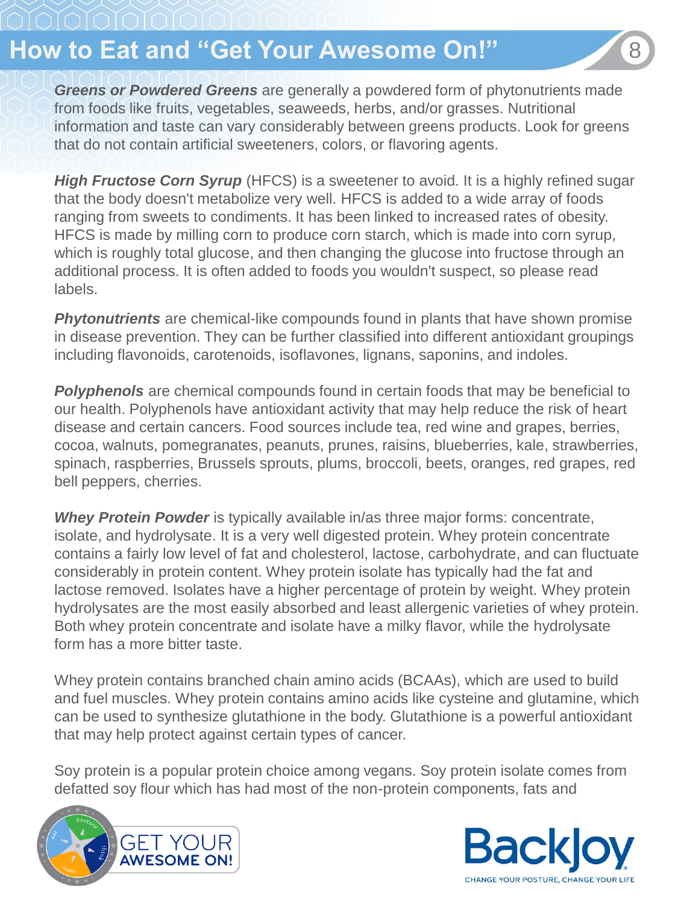***Greens or Powdered Greens*** are generally a powdered form of phytonutrients made from foods like fruits, vegetables, seaweeds, herbs, and/or grasses. Nutritional information and taste can vary considerably between greens products. Look for greens that do not contain artificial sweeteners, colors, or flavoring agents.

***High Fructose Corn Syrup*** (HFCS) is a sweetener to avoid. It is a highly refined sugar that the body doesn't metabolize very well. HFCS is added to a wide array of foods ranging from sweets to condiments. It has been linked to increased rates of obesity. HFCS is made by milling corn to produce corn starch, which is made into corn syrup, which is roughly total glucose, and then changing the glucose into fructose through an additional process. It is often added to foods you wouldn't suspect, so please read labels.

***Phytonutrients*** are chemical-like compounds found in plants that have shown promise in disease prevention. They can be further classified into different antioxidant groupings including flavonoids, carotenoids, isoflavones, lignans, saponins, and indoles.

***Polyphenols*** are chemical compounds found in certain foods that may be beneficial to our health. Polyphenols have antioxidant activity that may help reduce the risk of heart disease and certain cancers. Food sources include tea, red wine and grapes, berries, cocoa, walnuts, pomegranates, peanuts, prunes, raisins, blueberries, kale, strawberries, spinach, raspberries, Brussels sprouts, plums, broccoli, beets, oranges, red grapes, red bell peppers, cherries.

***Whey Protein Powder*** is typically available in/as three major forms: concentrate, isolate, and hydrolysate. It is a very well digested protein. Whey protein concentrate contains a fairly low level of fat and cholesterol, lactose, carbohydrate, and can fluctuate considerably in protein content. Whey protein isolate has typically had the fat and lactose removed. Isolates have a higher percentage of protein by weight. Whey protein hydrolysates are the most easily absorbed and least allergenic varieties of whey protein. Both whey protein concentrate and isolate have a milky flavor, while the hydrolysate form has a more bitter taste.

Whey protein contains branched chain amino acids (BCAAs), which are used to build and fuel muscles. Whey protein contains amino acids like cysteine and glutamine, which can be used to synthesize glutathione in the body. Glutathione is a powerful antioxidant that may help protect against certain types of cancer.

Soy protein is a popular protein choice among vegans. Soy protein isolate comes from defatted soy flour which has had most of the non-protein components, fats and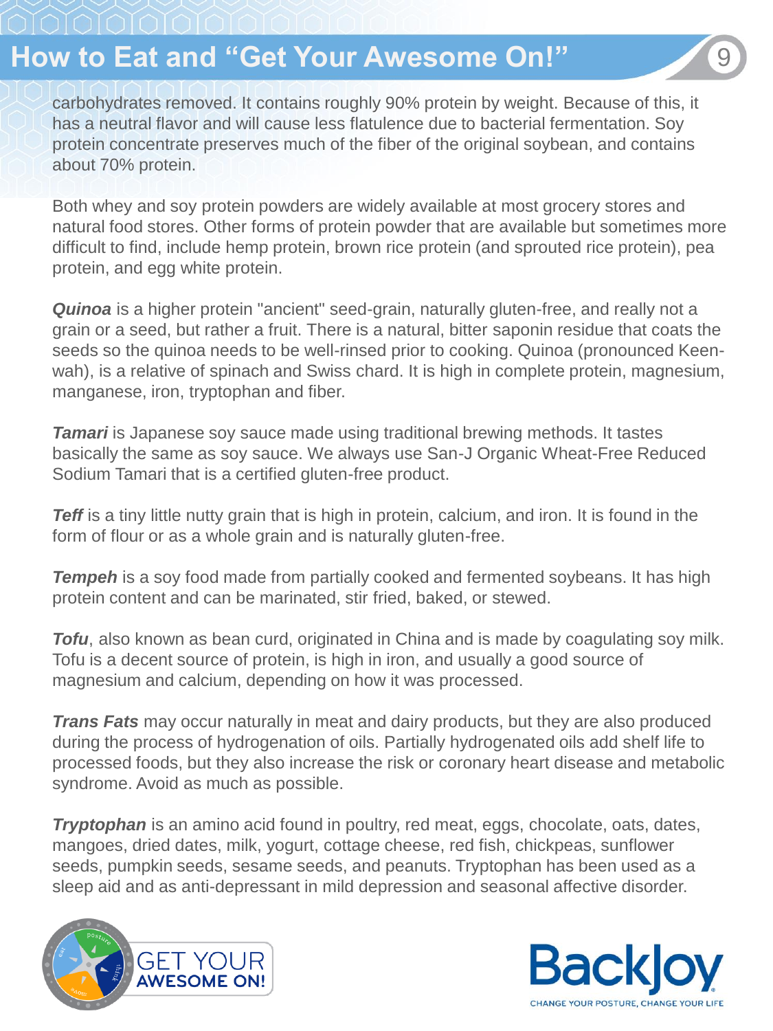carbohydrates removed. It contains roughly 90% protein by weight. Because of this, it has a neutral flavor and will cause less flatulence due to bacterial fermentation. Soy protein concentrate preserves much of the fiber of the original soybean, and contains about 70% protein.

Both whey and soy protein powders are widely available at most grocery stores and natural food stores. Other forms of protein powder that are available but sometimes more difficult to find, include hemp protein, brown rice protein (and sprouted rice protein), pea protein, and egg white protein.

***Quinoa*** is a higher protein "ancient" seed-grain, naturally gluten-free, and really not a grain or a seed, but rather a fruit. There is a natural, bitter saponin residue that coats the seeds so the quinoa needs to be well-rinsed prior to cooking. Quinoa (pronounced Keen-wah), is a relative of spinach and Swiss chard. It is high in complete protein, magnesium, manganese, iron, tryptophan and fiber.

***Tamari*** is Japanese soy sauce made using traditional brewing methods. It tastes basically the same as soy sauce. We always use San-J Organic Wheat-Free Reduced Sodium Tamari that is a certified gluten-free product.

***Teff*** is a tiny little nutty grain that is high in protein, calcium, and iron. It is found in the form of flour or as a whole grain and is naturally gluten-free.

***Tempeh*** is a soy food made from partially cooked and fermented soybeans. It has high protein content and can be marinated, stir fried, baked, or stewed.

***Tofu***, also known as bean curd, originated in China and is made by coagulating soy milk. Tofu is a decent source of protein, is high in iron, and usually a good source of magnesium and calcium, depending on how it was processed.

***Trans Fats*** may occur naturally in meat and dairy products, but they are also produced during the process of hydrogenation of oils. Partially hydrogenated oils add shelf life to processed foods, but they also increase the risk or coronary heart disease and metabolic syndrome. Avoid as much as possible.

***Tryptophan*** is an amino acid found in poultry, red meat, eggs, chocolate, oats, dates, mangoes, dried dates, milk, yogurt, cottage cheese, red fish, chickpeas, sunflower seeds, pumpkin seeds, sesame seeds, and peanuts. Tryptophan has been used as a sleep aid and as anti-depressant in mild depression and seasonal affective disorder.